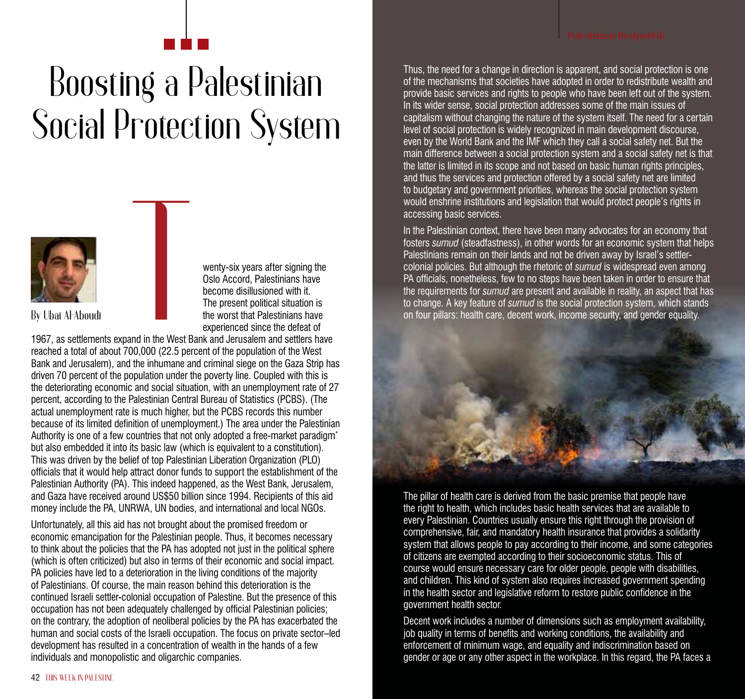# Boosting a Palestinian Social Protection System

By Ubai Al-Aboudi

Twenty-six years after signing the Oslo Accord, Palestinians have become disillusioned with it. The present political situation is the worst that Palestinians have experienced since the defeat of 1967, as settlements expand in the West Bank and Jerusalem and settlers have reached a total of about 700,000 (22.5 percent of the population of the West Bank and Jerusalem), and the inhumane and criminal siege on the Gaza Strip has driven 70 percent of the population under the poverty line. Coupled with this is the deteriorating economic and social situation, with an unemployment rate of 27 percent, according to the Palestinian Central Bureau of Statistics (PCBS). (The actual unemployment rate is much higher, but the PCBS records this number because of its limited definition of unemployment.) The area under the Palestinian Authority is one of a few countries that not only adopted a free-market paradigm* but also embedded it into its basic law (which is equivalent to a constitution). This was driven by the belief of top Palestinian Liberation Organization (PLO) officials that it would help attract donor funds to support the establishment of the Palestinian Authority (PA). This indeed happened, as the West Bank, Jerusalem, and Gaza have received around US$50 billion since 1994. Recipients of this aid money include the PA, UNRWA, UN bodies, and international and local NGOs.

Unfortunately, all this aid has not brought about the promised freedom or economic emancipation for the Palestinian people. Thus, it becomes necessary to think about the policies that the PA has adopted not just in the political sphere (which is often criticized) but also in terms of their economic and social impact. PA policies have led to a deterioration in the living conditions of the majority of Palestinians. Of course, the main reason behind this deterioration is the continued Israeli settler-colonial occupation of Palestine. But the presence of this occupation has not been adequately challenged by official Palestinian policies; on the contrary, the adoption of neoliberal policies by the PA has exacerbated the human and social costs of the Israeli occupation. The focus on private sector–led development has resulted in a concentration of wealth in the hands of a few individuals and monopolistic and oligarchic companies.

Thus, the need for a change in direction is apparent, and social protection is one of the mechanisms that societies have adopted in order to redistribute wealth and provide basic services and rights to people who have been left out of the system. In its wider sense, social protection addresses some of the main issues of capitalism without changing the nature of the system itself. The need for a certain level of social protection is widely recognized in main development discourse, even by the World Bank and the IMF which they call a social safety net. But the main difference between a social protection system and a social safety net is that the latter is limited in its scope and not based on basic human rights principles, and thus the services and protection offered by a social safety net are limited to budgetary and government priorities, whereas the social protection system would enshrine institutions and legislation that would protect people's rights in accessing basic services.

In the Palestinian context, there have been many advocates for an economy that fosters *sumud* (steadfastness), in other words for an economic system that helps Palestinians remain on their lands and not be driven away by Israel's settler-colonial policies. But although the rhetoric of *sumud* is widespread even among PA officials, nonetheless, few to no steps have been taken in order to ensure that the requirements for *sumud* are present and available in reality, an aspect that has to change. A key feature of *sumud* is the social protection system, which stands on four pillars: health care, decent work, income security, and gender equality.

The pillar of health care is derived from the basic premise that people have the right to health, which includes basic health services that are available to every Palestinian. Countries usually ensure this right through the provision of comprehensive, fair, and mandatory health insurance that provides a solidarity system that allows people to pay according to their income, and some categories of citizens are exempted according to their socioeconomic status. This of course would ensure necessary care for older people, people with disabilities, and children. This kind of system also requires increased government spending in the health sector and legislative reform to restore public confidence in the government health sector.

Decent work includes a number of dimensions such as employment availability, job quality in terms of benefits and working conditions, the availability and enforcement of minimum wage, and equality and indiscrimination based on gender or age or any other aspect in the workplace. In this regard, the PA faces a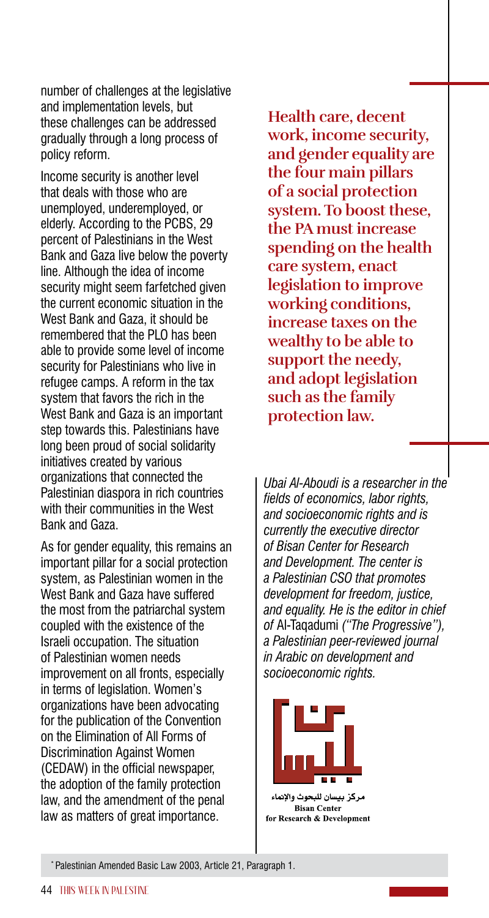number of challenges at the legislative and implementation levels, but these challenges can be addressed gradually through a long process of policy reform.

Income security is another level that deals with those who are unemployed, underemployed, or elderly. According to the PCBS, 29 percent of Palestinians in the West Bank and Gaza live below the poverty line. Although the idea of income security might seem farfetched given the current economic situation in the West Bank and Gaza, it should be remembered that the PLO has been able to provide some level of income security for Palestinians who live in refugee camps. A reform in the tax system that favors the rich in the West Bank and Gaza is an important step towards this. Palestinians have long been proud of social solidarity initiatives created by various organizations that connected the Palestinian diaspora in rich countries with their communities in the West Bank and Gaza.

As for gender equality, this remains an important pillar for a social protection system, as Palestinian women in the West Bank and Gaza have suffered the most from the patriarchal system coupled with the existence of the Israeli occupation. The situation of Palestinian women needs improvement on all fronts, especially in terms of legislation. Women's organizations have been advocating for the publication of the Convention on the Elimination of All Forms of Discrimination Against Women (CEDAW) in the official newspaper, the adoption of the family protection law, and the amendment of the penal law as matters of great importance.

**Health care, decent work, income security, and gender equality are the four main pillars of a social protection system. To boost these, the PA must increase spending on the health care system, enact legislation to improve working conditions, increase taxes on the wealthy to be able to support the needy, and adopt legislation such as the family protection law.**

*Ubai Al-Aboudi is a researcher in the fields of economics, labor rights, and socioeconomic rights and is currently the executive director of Bisan Center for Research and Development. The center is a Palestinian CSO that promotes development for freedom, justice, and equality. He is the editor in chief of* Al-Taqadumi *("The Progressive"), a Palestinian peer-reviewed journal in Arabic on development and socioeconomic rights.*

مركز بيسان للبحوث والإنماء
Bisan Center for Research & Development

* Palestinian Amended Basic Law 2003, Article 21, Paragraph 1.